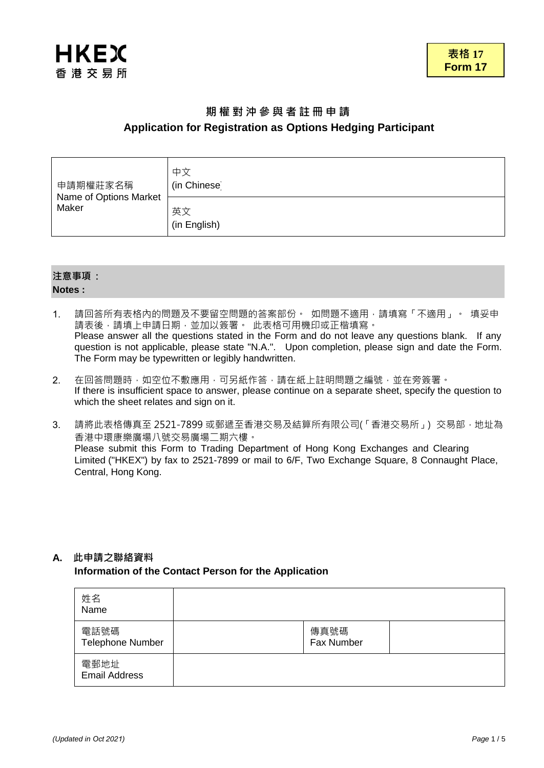HKEX
香港交易所

**表格 17**
**Form 17**

## 期權對沖參與者註冊申請
## Application for Registration as Options Hedging Participant

| 申請期權莊家名稱<br>Name of Options Market Maker | 中文<br>(in Chinese) |
|---|---|
| | 英文<br>(in English) |

**注意事項：**
**Notes :**

1. 請回答所有表格內的問題及不要留空問題的答案部份。 如問題不適用，請填寫「不適用」。 填妥申請表後，請填上申請日期，並加以簽署。 此表格可用機印或正楷填寫。
   Please answer all the questions stated in the Form and do not leave any questions blank. If any question is not applicable, please state "N.A.". Upon completion, please sign and date the Form. The Form may be typewritten or legibly handwritten.

2. 在回答問題時，如空位不敷應用，可另紙作答，請在紙上註明問題之編號，並在旁簽署。
   If there is insufficient space to answer, please continue on a separate sheet, specify the question to which the sheet relates and sign on it.

3. 請將此表格傳真至 2521-7899 或郵遞至香港交易及結算所有限公司(「香港交易所」) 交易部，地址為香港中環康樂廣場八號交易廣場二期六樓。
   Please submit this Form to Trading Department of Hong Kong Exchanges and Clearing Limited ("HKEX") by fax to 2521-7899 or mail to 6/F, Two Exchange Square, 8 Connaught Place, Central, Hong Kong.

### A. 此申請之聯絡資料
### Information of the Contact Person for the Application

| 姓名<br>Name | | | |
|---|---|---|---|
| 電話號碼<br>Telephone Number | | 傳真號碼<br>Fax Number | |
| 電郵地址<br>Email Address | | | |

*(Updated in Oct 2021)*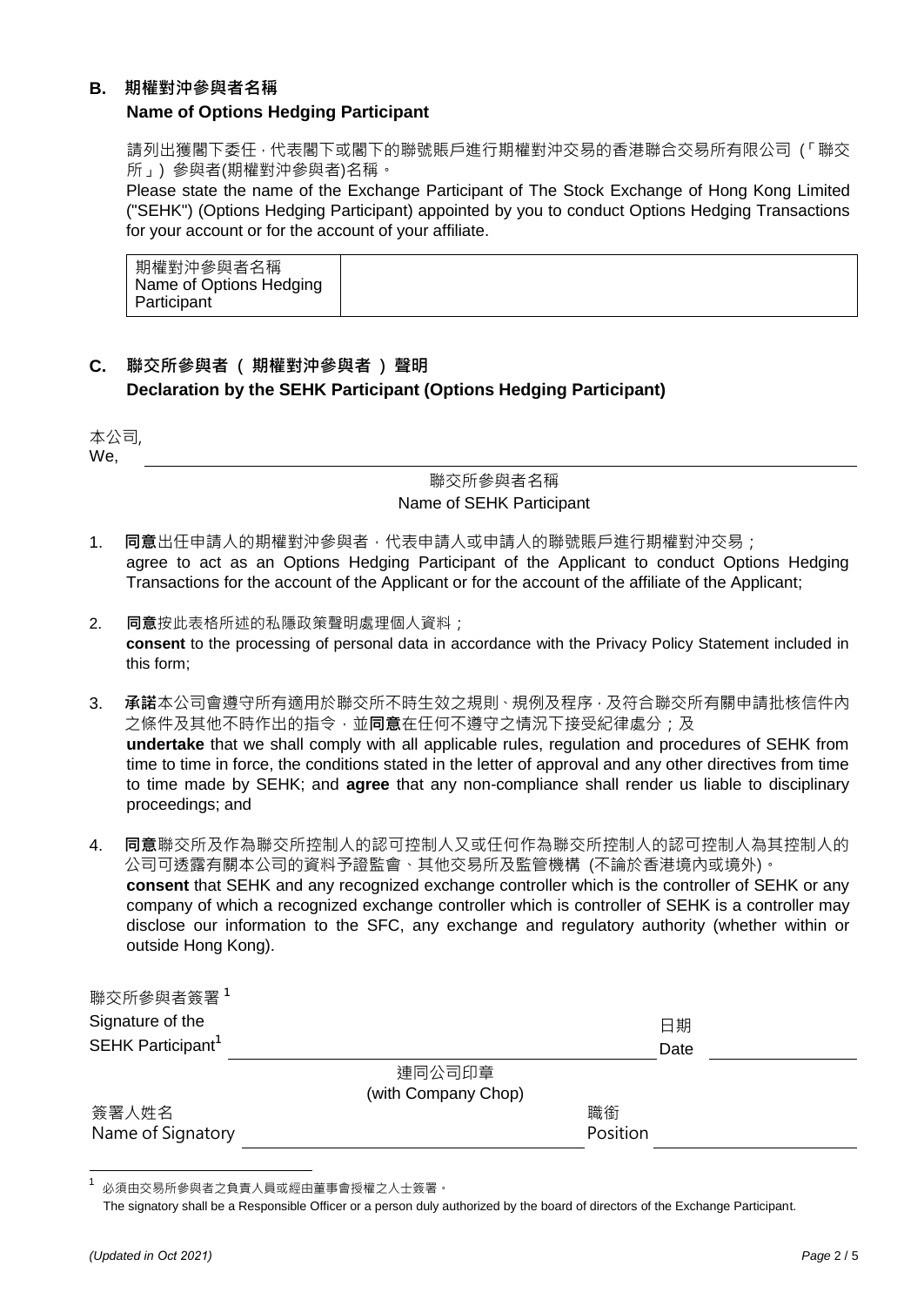## B. 期權對沖參與者名稱

**Name of Options Hedging Participant**

請列出獲閣下委任，代表閣下或閣下的聯號賬戶進行期權對沖交易的香港聯合交易所有限公司（「聯交所」）參與者(期權對沖參與者)名稱。

Please state the name of the Exchange Participant of The Stock Exchange of Hong Kong Limited ("SEHK") (Options Hedging Participant) appointed by you to conduct Options Hedging Transactions for your account or for the account of your affiliate.

| 期權對沖參與者名稱 Name of Options Hedging Participant | |
|---|---|

## C. 聯交所參與者（期權對沖參與者）聲明

**Declaration by the SEHK Participant (Options Hedging Participant)**

本公司,
We, ______________________________

聯交所參與者名稱
Name of SEHK Participant

1. **同意**出任申請人的期權對沖參與者，代表申請人或申請人的聯號賬戶進行期權對沖交易；
   agree to act as an Options Hedging Participant of the Applicant to conduct Options Hedging Transactions for the account of the Applicant or for the account of the affiliate of the Applicant;

2. **同意**按此表格所述的私隱政策聲明處理個人資料；
   **consent** to the processing of personal data in accordance with the Privacy Policy Statement included in this form;

3. **承諾**本公司會遵守所有適用於聯交所不時生效之規則、規例及程序，及符合聯交所有關申請批核信件內之條件及其他不時作出的指令，並**同意**在任何不遵守之情況下接受紀律處分；及
   **undertake** that we shall comply with all applicable rules, regulation and procedures of SEHK from time to time in force, the conditions stated in the letter of approval and any other directives from time to time made by SEHK; and **agree** that any non-compliance shall render us liable to disciplinary proceedings; and

4. **同意**聯交所及作為聯交所控制人的認可控制人又或任何作為聯交所控制人的認可控制人為其控制人的公司可透露有關本公司的資料予證監會、其他交易所及監管機構 (不論於香港境內或境外)。
   **consent** that SEHK and any recognized exchange controller which is the controller of SEHK or any company of which a recognized exchange controller which is controller of SEHK is a controller may disclose our information to the SFC, any exchange and regulatory authority (whether within or outside Hong Kong).

聯交所參與者簽署[1]
Signature of the SEHK Participant[1] ______________________________ 日期 Date ______________

連同公司印章
(with Company Chop)

簽署人姓名
Name of Signatory ______________________________ 職銜 Position ______________

[1] 必須由交易所參與者之負責人員或經由董事會授權之人士簽署。
The signatory shall be a Responsible Officer or a person duly authorized by the board of directors of the Exchange Participant.

*(Updated in Oct 2021)*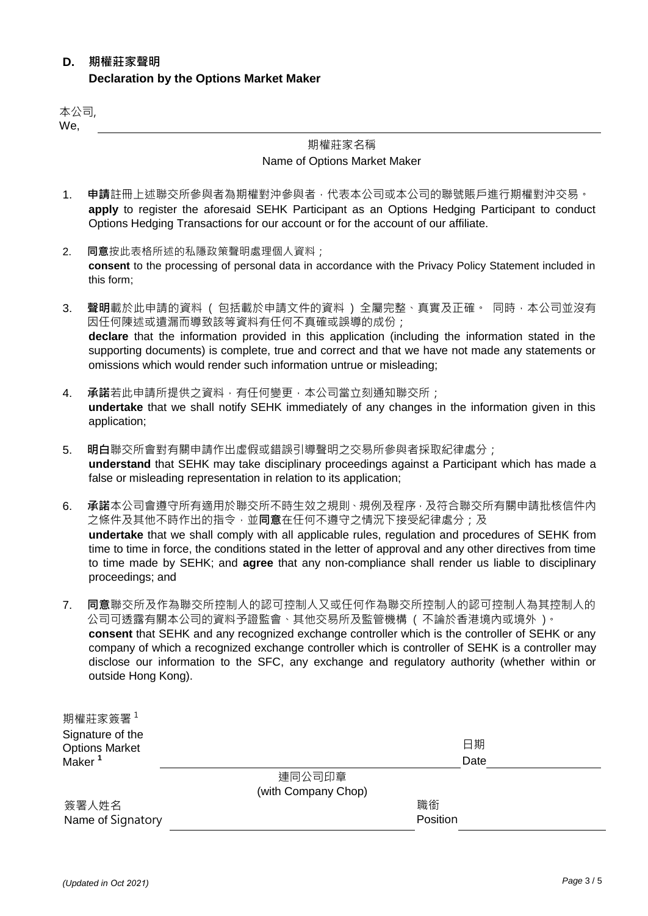## D. 期權莊家聲明
**Declaration by the Options Market Maker**

本公司,
We, ______________________________________________

期權莊家名稱
Name of Options Market Maker

1. **申請**註冊上述聯交所參與者為期權對沖參與者，代表本公司或本公司的聯號賬戶進行期權對沖交易。
**apply** to register the aforesaid SEHK Participant as an Options Hedging Participant to conduct Options Hedging Transactions for our account or for the account of our affiliate.

2. **同意**按此表格所述的私隱政策聲明處理個人資料；
**consent** to the processing of personal data in accordance with the Privacy Policy Statement included in this form;

3. **聲明**載於此申請的資料（包括載於申請文件的資料）全屬完整、真實及正確。 同時，本公司並沒有因任何陳述或遺漏而導致該等資料有任何不真確或誤導的成份；
**declare** that the information provided in this application (including the information stated in the supporting documents) is complete, true and correct and that we have not made any statements or omissions which would render such information untrue or misleading;

4. **承諾**若此申請所提供之資料，有任何變更，本公司當立刻通知聯交所；
**undertake** that we shall notify SEHK immediately of any changes in the information given in this application;

5. **明白**聯交所會對有關申請作出虛假或錯誤引導聲明之交易所參與者採取紀律處分；
**understand** that SEHK may take disciplinary proceedings against a Participant which has made a false or misleading representation in relation to its application;

6. **承諾**本公司會遵守所有適用於聯交所不時生效之規則、規例及程序，及符合聯交所有關申請批核信件內之條件及其他不時作出的指令，並**同意**在任何不遵守之情況下接受紀律處分；及
**undertake** that we shall comply with all applicable rules, regulation and procedures of SEHK from time to time in force, the conditions stated in the letter of approval and any other directives from time to time made by SEHK; and **agree** that any non-compliance shall render us liable to disciplinary proceedings; and

7. **同意**聯交所及作為聯交所控制人的認可控制人又或任何作為聯交所控制人的認可控制人為其控制人的公司可透露有關本公司的資料予證監會、其他交易所及監管機構（不論於香港境內或境外）。
**consent** that SEHK and any recognized exchange controller which is the controller of SEHK or any company of which a recognized exchange controller which is controller of SEHK is a controller may disclose our information to the SFC, any exchange and regulatory authority (whether within or outside Hong Kong).

期權莊家簽署[1]
Signature of the Options Market Maker[1] ______________________________ 日期 Date ______________

連同公司印章
(with Company Chop)

簽署人姓名
Name of Signatory ______________________________ 職銜 Position ______________

*(Updated in Oct 2021)*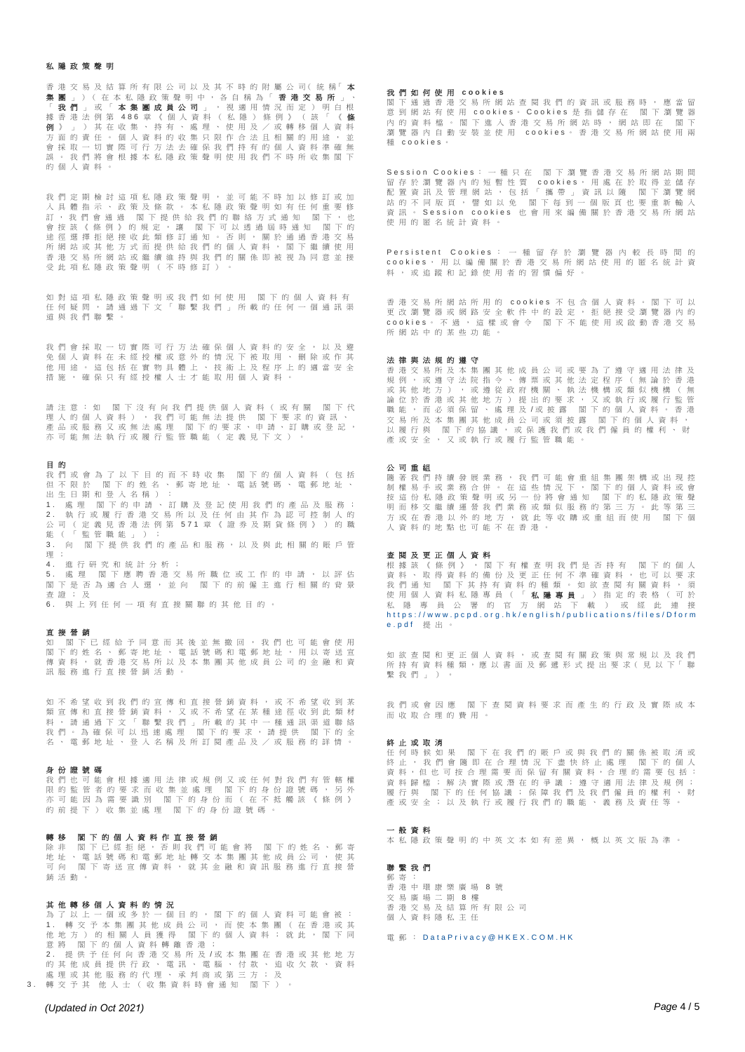## 私隱政策聲明

香港交易及結算所有限公司以及其不時的附屬公司(統稱「**本集團**」)(在本私隱政策聲明中，各自稱為「**香港交易所**」、「**我們**」或「**本集團成員公司**」，視適用情況而定)明白根據香港法例第486章《個人資料(私隱)條例》(該「《**條例**》」)其在收集、持有、處理、使用及／或轉移個人資料方面的責任。個人資料的收集只限作合法且相關的用途，並會採取一切實際可行方法去確保我們持有的個人資料準確無誤。我們將會根據本私隱政策聲明使用我們不時所收集閣下的個人資料。

我們定期檢討這項私隱政策聲明，並可能不時加以修訂或加入具體指示、政策及條款。本私隱政策聲明如有任何重要修訂，我們會通過閣下提供給我們的聯絡方式通知閣下，也會按該《條例》的規定，讓閣下可以透過同時通知閣下的途徑選擇拒絕接收此類修訂通知。否則，關於通過香港交易所網站或其他方式而提供給我們的個人資料，閣下繼續使用香港交易所網站或繼續維持與我們的關係即被視為同意並接受此項私隱政策聲明(不時修訂)。

如對這項私隱政策聲明或我們如何使用閣下的個人資料有任何疑問，請通過下文「聯繫我們」所載的任何一個通訊渠道與我們聯繫。

我們會採取一切實際可行方法確保個人資料的安全，以及避免個人資料在未經授權或意外的情況下被取用、刪除或作其他用途。這包括在實物具體上、技術上及程序上的適當安全措施，確保只有經授權人士才能取用個人資料。

請注意：如閣下沒有向我們提供個人資料(或有關閣下代理人的個人資料)，我們可能無法提供閣下要求的資訊、產品或服務又或無法處理閣下的要求，申請，訂購或登記，亦可能無法執行或履行監管職能(定義見下文)。

### 目的

我們或會為了以下目的而不時收集閣下的個人資料(包括但不限於閣下的姓名、郵寄地址、電話號碼、電郵地址、出生日期和登入名稱)：

1. 處理閣下的申請、訂購及登記使用我們的產品及服務；
2. 執行或履行香港交易所以及任何由其作為認可控制人的公司(定義見香港法例第571章《證券及期貨條例》)的職能(「監管職能」)；
3. 向閣下提供我們的產品和服務，以及與此相關的賬戶管理；
4. 進行研究和統計分析；
5. 處理閣下應聘香港交易所職位或工作的申請，以評估閣下是否為適合人選，並向閣下的前僱主進行相關的背景查證；及
6. 與上列任何一項有直接關聯的其他目的。

### 直接營銷

如閣下已經給予同意而其後並無撤回，我們也可能會使用閣下的姓名、郵寄地址，電話號碼和電郵地址，用以寄送宣傳資料，就香港交易所以及本集團其他成員公司的金融和資訊服務進行直接營銷活動。

如不希望收到我們的宣傳和直接營銷資料，或不希望收到某類宣傳和直接營銷資料，又或不希望在某種途徑收到此類材料，請通過下文「聯繫我們」所載的其中一種通訊渠道聯絡我們。為確保可以迅速處理閣下的要求，請提供閣下的全名、電郵地址、登入名稱及所訂閱產品及／或服務的詳情。

### 身份證號碼

我們也可能會根據適用法律或規例又或任何對我們有管轄權限的監管者的要求而收集並處理閣下的身份證號碼，另外亦可能因為需要識別閣下的身份(在不抵觸該《條例》的前提下)收集並處理閣下的身份證號碼。

### 轉移閣下的個人資料作直接營銷

除非閣下已經拒絕，否則我們可能會將閣下的姓名、郵寄地址、電話號碼和電郵地址轉交本集團其他成員公司，使其可向閣下寄送宣傳資料，就其金融和資訊服務進行直接營銷活動。

### 其他轉移個人資料的情況

為了以上一個或多於一個目的，閣下的個人資料可能會被：

1. 轉交予本集團其他成員公司，而使本集團(在香港或其他地方)的相關人員獲得閣下的個人資料；就此，閣下同意將閣下的個人資料轉離香港；
2. 提供予任何向香港交易所及/或本集團在香港或其他地方的其他成員提供行政、電訊、電腦、付款、追收欠款、資料處理或其他服務的代理，承判商或第三方；及
3. 轉交予其他人士(收集資料時會通知閣下)。

### 我們如何使用cookies

閣下通過香港交易所網站查閱我們的資訊或服務時，應當留意到網站有使用cookies。Cookies是指儲存在閣下瀏覽器內的資料檔。閣下進入香港交易所網站時，網站即在閣下瀏覽器內自動安裝並使用cookies。香港交易所網站使用兩種cookies。

Session Cookies：一種只在閣下瀏覽香港交易所網站期間留存於瀏覽器內的短暫性質cookies，用處在於取得並儲存配置資訊及管理網站，包括「攜帶」資訊以隨閣下瀏覽網站的不同版頁，譬如以免閣下每到一個版頁也要重新輸入資訊。Session cookies也會用來編備關於香港交易所網站使用的匿名統計資料。

Persistent Cookies：一種留存於瀏覽器內較長時間的cookies，用以編備關於香港交易所網站使用的匿名統計資料，或追蹤和記錄使用者的習慣偏好。

香港交易所網站所用的cookies不包含個人資料。閣下可以更改瀏覽器或網路安全軟件中的設定，拒絕接受瀏覽器內的cookies。不過，這樣或會令閣下不能使用或啟動香港交易所網站中的某些功能。

### 法律與法規的遵守

香港交易所及本集團其他成員公司或要為了遵守適用法律及規例，或遵守法院指令、傳票或其他法定程序(無論於香港或其他地方)，或遵從政府機關、執法機構或類似機構(無論位於香港或其他地方)提出的要求，又或執行或履行監管職能，而必須保留、處理及/或披露閣下的個人資料。香港交易所及本集團其他成員公司或須披露閣下的個人資料，以履行與閣下的協議，或保護我們或我們僱員的權利、財產或安全，又或執行或履行監管職能。

### 公司重組

隨著我們持續發展業務，我們可能會重組集團架構或出現控制權易手或業務合併。在這些情況下，閣下的個人資料或會按這份私隱政策聲明或另一份將會通知閣下的私隱政策聲明而移交繼續運營我們業務或類似服務的第三方。此等第三方或在香港以外的地方，就此等收購或重組而使用閣下個人資料的地點也可能不在香港。

### 查閱及更正個人資料

根據該《條例》，閣下有權查明我們是否持有閣下的個人資料、取得資料的備份及更正任何不準確資料，也可以要求我們通知閣下其持有資料的種類。如欲查閱有關資料，須使用個人資料私隱專員(「**私隱專員**」)指定的表格(可於私隱專員公署的官方網站下載)或經此連接 https://www.pcpd.org.hk/english/publications/files/Dforme.pdf 提出。

如欲查閱和更正個人資料，或查閱有關政策與常規以及我們所持有資料種類，應以書面及郵遞形式提出要求(見以下「聯繫我們」)。

我們或會因應閣下查閱資料要求而產生的行政及實際成本而收取合理的費用。

### 終止或取消

任何時候如果閣下在我們的賬戶或與我們的關係被取消或終止，我們會隨即在合理情況下盡快終止處理閣下的個人資料，但也可按合理需要而保留有關資料，合理的需要包括：資料歸檔；解決實際或潛在的爭議；遵守適用法律及規例；履行與閣下的任何協議；保障我們及我們僱員的權利、財產或安全；以及執行或履行我們的職能、義務及責任等。

### 一般資料

本私隱政策聲明的中英文本如有差異，概以英文版為準。

### 聯繫我們

郵寄：
香港中環康樂廣場8號
交易廣場二期8樓
香港交易及結算所有限公司
個人資料隱私主任

電郵：DataPrivacy@HKEX.COM.HK

*(Updated in Oct 2021)*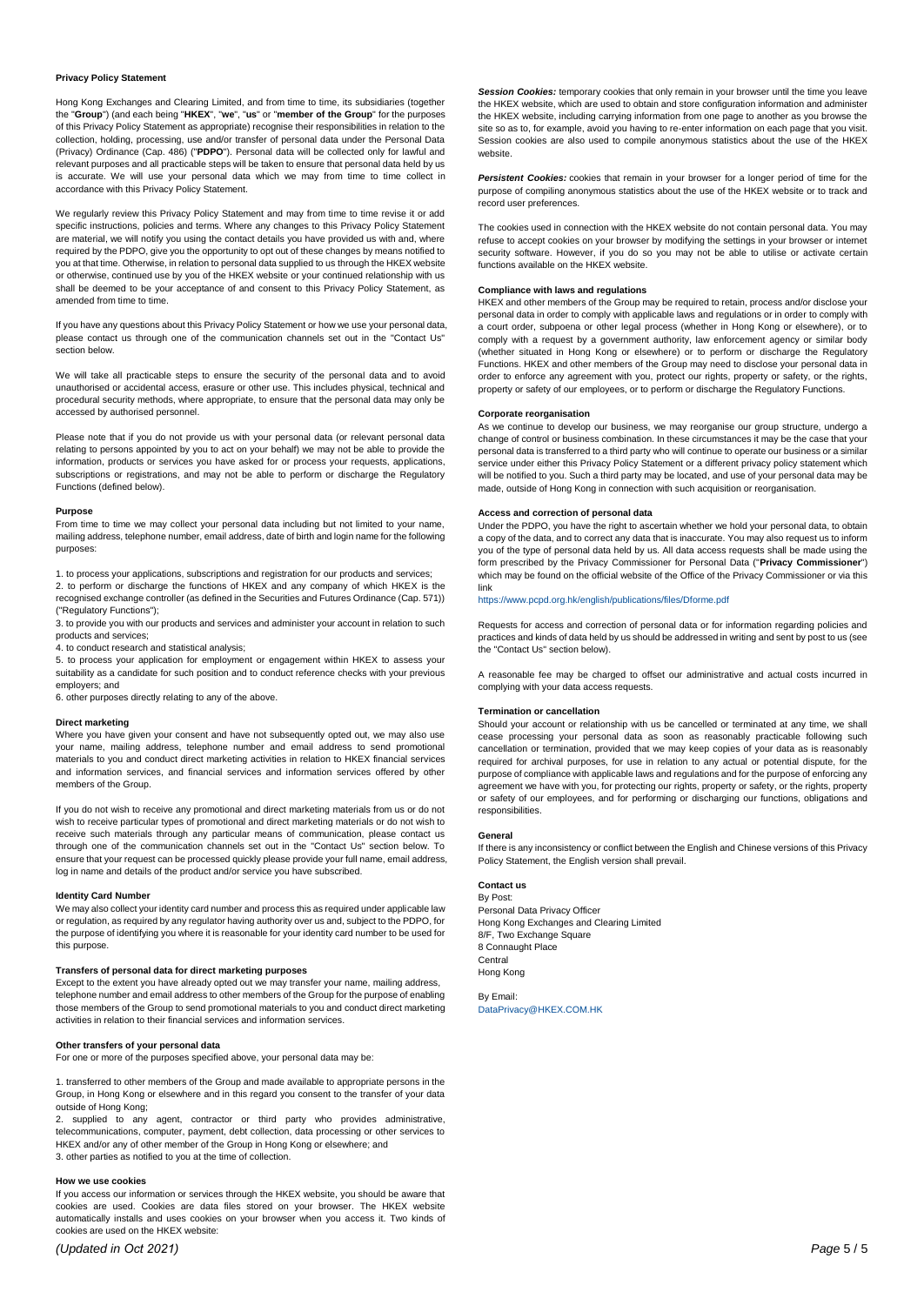## Privacy Policy Statement

Hong Kong Exchanges and Clearing Limited, and from time to time, its subsidiaries (together the "**Group**") (and each being "**HKEX**", "**we**", "**us**" or "**member of the Group**" for the purposes of this Privacy Policy Statement as appropriate) recognise their responsibilities in relation to the collection, holding, processing, use and/or transfer of personal data under the Personal Data (Privacy) Ordinance (Cap. 486) ("**PDPO**"). Personal data will be collected only for lawful and relevant purposes and all practicable steps will be taken to ensure that personal data held by us is accurate. We will use your personal data which we may from time to time collect in accordance with this Privacy Policy Statement.

We regularly review this Privacy Policy Statement and may from time to time revise it or add specific instructions, policies and terms. Where any changes to this Privacy Policy Statement are material, we will notify you using the contact details you have provided us with and, where required by the PDPO, give you the opportunity to opt out of these changes by means notified to you at that time. Otherwise, in relation to personal data supplied to us through the HKEX website or otherwise, continued use by you of the HKEX website or your continued relationship with us shall be deemed to be your acceptance of and consent to this Privacy Policy Statement, as amended from time to time.

If you have any questions about this Privacy Policy Statement or how we use your personal data, please contact us through one of the communication channels set out in the "Contact Us" section below.

We will take all practicable steps to ensure the security of the personal data and to avoid unauthorised or accidental access, erasure or other use. This includes physical, technical and procedural security methods, where appropriate, to ensure that the personal data may only be accessed by authorised personnel.

Please note that if you do not provide us with your personal data (or relevant personal data relating to persons appointed by you to act on your behalf) we may not be able to provide the information, products or services you have asked for or process your requests, applications, subscriptions or registrations, and may not be able to perform or discharge the Regulatory Functions (defined below).

### Purpose

From time to time we may collect your personal data including but not limited to your name, mailing address, telephone number, email address, date of birth and login name for the following purposes:

1. to process your applications, subscriptions and registration for our products and services;
2. to perform or discharge the functions of HKEX and any company of which HKEX is the recognised exchange controller (as defined in the Securities and Futures Ordinance (Cap. 571)) ("Regulatory Functions");
3. to provide you with our products and services and administer your account in relation to such products and services;
4. to conduct research and statistical analysis;
5. to process your application for employment or engagement within HKEX to assess your suitability as a candidate for such position and to conduct reference checks with your previous employers; and
6. other purposes directly relating to any of the above.

### Direct marketing

Where you have given your consent and have not subsequently opted out, we may also use your name, mailing address, telephone number and email address to send promotional materials to you and conduct direct marketing activities in relation to HKEX financial services and information services, and financial services and information services offered by other members of the Group.

If you do not wish to receive any promotional and direct marketing materials from us or do not wish to receive particular types of promotional and direct marketing materials or do not wish to receive such materials through any particular means of communication, please contact us through one of the communication channels set out in the "Contact Us" section below. To ensure that your request can be processed quickly please provide your full name, email address, log in name and details of the product and/or service you have subscribed.

### Identity Card Number

We may also collect your identity card number and process this as required under applicable law or regulation, as required by any regulator having authority over us and, subject to the PDPO, for the purpose of identifying you where it is reasonable for your identity card number to be used for this purpose.

### Transfers of personal data for direct marketing purposes

Except to the extent you have already opted out we may transfer your name, mailing address, telephone number and email address to other members of the Group for the purpose of enabling those members of the Group to send promotional materials to you and conduct direct marketing activities in relation to their financial services and information services.

### Other transfers of your personal data

For one or more of the purposes specified above, your personal data may be:

1. transferred to other members of the Group and made available to appropriate persons in the Group, in Hong Kong or elsewhere and in this regard you consent to the transfer of your data outside of Hong Kong;
2. supplied to any agent, contractor or third party who provides administrative, telecommunications, computer, payment, debt collection, data processing or other services to HKEX and/or any of other member of the Group in Hong Kong or elsewhere; and
3. other parties as notified to you at the time of collection.

### How we use cookies

If you access our information or services through the HKEX website, you should be aware that cookies are used. Cookies are data files stored on your browser. The HKEX website automatically installs and uses cookies on your browser when you access it. Two kinds of cookies are used on the HKEX website:

***Session Cookies:*** temporary cookies that only remain in your browser until the time you leave the HKEX website, which are used to obtain and store configuration information and administer the HKEX website, including carrying information from one page to another as you browse the site so as to, for example, avoid you having to re-enter information on each page that you visit. Session cookies are also used to compile anonymous statistics about the use of the HKEX website.

***Persistent Cookies:*** cookies that remain in your browser for a longer period of time for the purpose of compiling anonymous statistics about the use of the HKEX website or to track and record user preferences.

The cookies used in connection with the HKEX website do not contain personal data. You may refuse to accept cookies on your browser by modifying the settings in your browser or internet security software. However, if you do so you may not be able to utilise or activate certain functions available on the HKEX website.

### Compliance with laws and regulations

HKEX and other members of the Group may be required to retain, process and/or disclose your personal data in order to comply with applicable laws and regulations or in order to comply with a court order, subpoena or other legal process (whether in Hong Kong or elsewhere), or to comply with a request by a government authority, law enforcement agency or similar body (whether situated in Hong Kong or elsewhere) or to perform or discharge the Regulatory Functions. HKEX and other members of the Group may need to disclose your personal data in order to enforce any agreement with you, protect our rights, property or safety, or the rights, property or safety of our employees, or to perform or discharge the Regulatory Functions.

### Corporate reorganisation

As we continue to develop our business, we may reorganise our group structure, undergo a change of control or business combination. In these circumstances it may be the case that your personal data is transferred to a third party who will continue to operate our business or a similar service under either this Privacy Policy Statement or a different privacy policy statement which will be notified to you. Such a third party may be located, and use of your personal data may be made, outside of Hong Kong in connection with such acquisition or reorganisation.

### Access and correction of personal data

Under the PDPO, you have the right to ascertain whether we hold your personal data, to obtain a copy of the data, and to correct any data that is inaccurate. You may also request us to inform you of the type of personal data held by us. All data access requests shall be made using the form prescribed by the Privacy Commissioner for Personal Data ("**Privacy Commissioner**") which may be found on the official website of the Office of the Privacy Commissioner or via this link
https://www.pcpd.org.hk/english/publications/files/Dforme.pdf

Requests for access and correction of personal data or for information regarding policies and practices and kinds of data held by us should be addressed in writing and sent by post to us (see the "Contact Us" section below).

A reasonable fee may be charged to offset our administrative and actual costs incurred in complying with your data access requests.

### Termination or cancellation

Should your account or relationship with us be cancelled or terminated at any time, we shall cease processing your personal data as soon as reasonably practicable following such cancellation or termination, provided that we may keep copies of your data as is reasonably required for archival purposes, for use in relation to any actual or potential dispute, for the purpose of compliance with applicable laws and regulations and for the purpose of enforcing any agreement we have with you, for protecting our rights, property or safety, or the rights, property or safety of our employees, and for performing or discharging our functions, obligations and responsibilities.

### General

If there is any inconsistency or conflict between the English and Chinese versions of this Privacy Policy Statement, the English version shall prevail.

### Contact us

By Post:
Personal Data Privacy Officer
Hong Kong Exchanges and Clearing Limited
8/F, Two Exchange Square
8 Connaught Place
Central
Hong Kong

By Email:
DataPrivacy@HKEX.COM.HK

*(Updated in Oct 2021)*